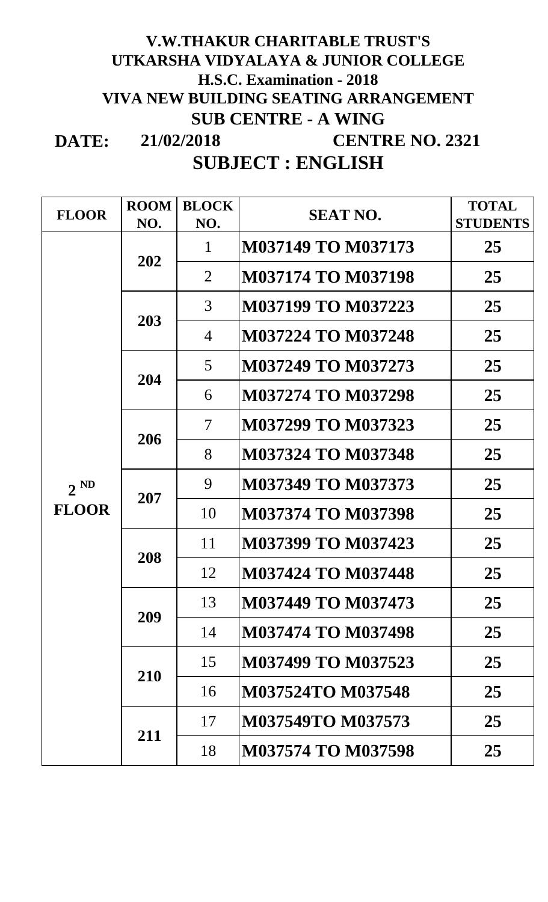# V.W.THAKUR CHARITABLE TRUST'S
# UTKARSHA VIDYALAYA & JUNIOR COLLEGE
## H.S.C. Examination - 2018
## VIVA NEW BUILDING SEATING ARRANGEMENT
## SUB CENTRE - A WING

**DATE:** **21/02/2018** **CENTRE NO. 2321**

## SUBJECT : ENGLISH

| FLOOR | ROOM NO. | BLOCK NO. | SEAT NO. | TOTAL STUDENTS |
|---|---|---|---|---|
| 2 ND FLOOR | 202 | 1 | M037149 TO M037173 | 25 |
| | | 2 | M037174 TO M037198 | 25 |
| | 203 | 3 | M037199 TO M037223 | 25 |
| | | 4 | M037224 TO M037248 | 25 |
| | 204 | 5 | M037249 TO M037273 | 25 |
| | | 6 | M037274 TO M037298 | 25 |
| | 206 | 7 | M037299 TO M037323 | 25 |
| | | 8 | M037324 TO M037348 | 25 |
| | 207 | 9 | M037349 TO M037373 | 25 |
| | | 10 | M037374 TO M037398 | 25 |
| | 208 | 11 | M037399 TO M037423 | 25 |
| | | 12 | M037424 TO M037448 | 25 |
| | 209 | 13 | M037449 TO M037473 | 25 |
| | | 14 | M037474 TO M037498 | 25 |
| | 210 | 15 | M037499 TO M037523 | 25 |
| | | 16 | M037524TO M037548 | 25 |
| | 211 | 17 | M037549TO M037573 | 25 |
| | | 18 | M037574 TO M037598 | 25 |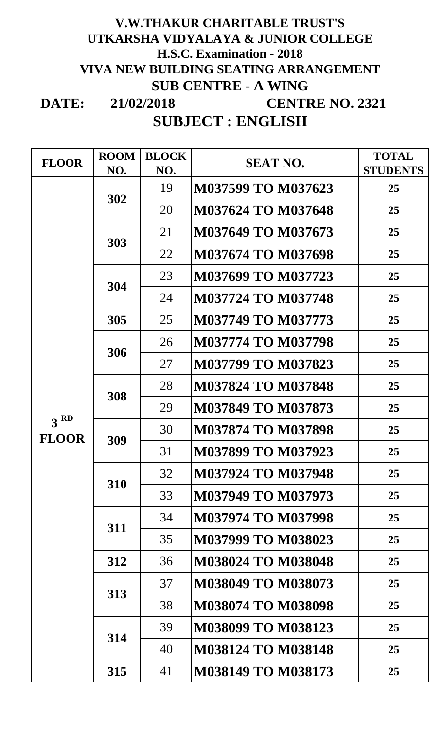**V.W.THAKUR CHARITABLE TRUST'S**
**UTKARSHA VIDYALAYA & JUNIOR COLLEGE**
**H.S.C. Examination - 2018**
**VIVA NEW BUILDING SEATING ARRANGEMENT**
**SUB CENTRE - A WING**

**DATE: 21/02/2018** **CENTRE NO. 2321**

## SUBJECT : ENGLISH

| FLOOR | ROOM NO. | BLOCK NO. | SEAT NO. | TOTAL STUDENTS |
|---|---|---|---|---|
| 3 RD FLOOR | 302 | 19 | M037599 TO M037623 | 25 |
| | | 20 | M037624 TO M037648 | 25 |
| | 303 | 21 | M037649 TO M037673 | 25 |
| | | 22 | M037674 TO M037698 | 25 |
| | 304 | 23 | M037699 TO M037723 | 25 |
| | | 24 | M037724 TO M037748 | 25 |
| | 305 | 25 | M037749 TO M037773 | 25 |
| | 306 | 26 | M037774 TO M037798 | 25 |
| | | 27 | M037799 TO M037823 | 25 |
| | 308 | 28 | M037824 TO M037848 | 25 |
| | | 29 | M037849 TO M037873 | 25 |
| | 309 | 30 | M037874 TO M037898 | 25 |
| | | 31 | M037899 TO M037923 | 25 |
| | 310 | 32 | M037924 TO M037948 | 25 |
| | | 33 | M037949 TO M037973 | 25 |
| | 311 | 34 | M037974 TO M037998 | 25 |
| | | 35 | M037999 TO M038023 | 25 |
| | 312 | 36 | M038024 TO M038048 | 25 |
| | 313 | 37 | M038049 TO M038073 | 25 |
| | | 38 | M038074 TO M038098 | 25 |
| | 314 | 39 | M038099 TO M038123 | 25 |
| | | 40 | M038124 TO M038148 | 25 |
| | 315 | 41 | M038149 TO M038173 | 25 |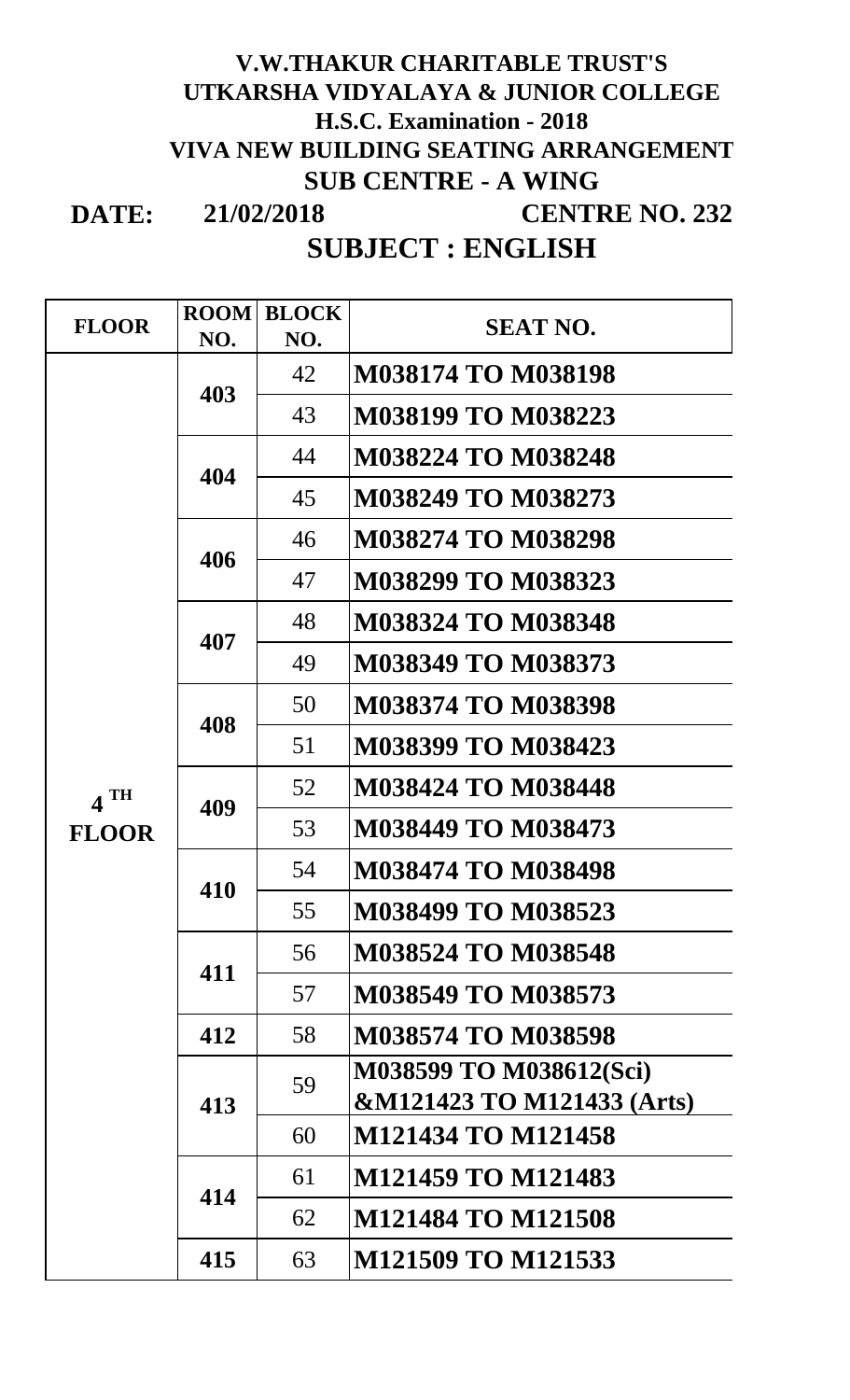# V.W.THAKUR CHARITABLE TRUST'S
# UTKARSHA VIDYALAYA & JUNIOR COLLEGE
## H.S.C. Examination - 2018
## VIVA NEW BUILDING SEATING ARRANGEMENT
## SUB CENTRE - A WING

**DATE:** 21/02/2018 **CENTRE NO. 232**

## SUBJECT : ENGLISH

| FLOOR | ROOM NO. | BLOCK NO. | SEAT NO. |
|---|---|---|---|
| 4TH FLOOR | 403 | 42 | M038174 TO M038198 |
| | | 43 | M038199 TO M038223 |
| | 404 | 44 | M038224 TO M038248 |
| | | 45 | M038249 TO M038273 |
| | 406 | 46 | M038274 TO M038298 |
| | | 47 | M038299 TO M038323 |
| | 407 | 48 | M038324 TO M038348 |
| | | 49 | M038349 TO M038373 |
| | 408 | 50 | M038374 TO M038398 |
| | | 51 | M038399 TO M038423 |
| | 409 | 52 | M038424 TO M038448 |
| | | 53 | M038449 TO M038473 |
| | 410 | 54 | M038474 TO M038498 |
| | | 55 | M038499 TO M038523 |
| | 411 | 56 | M038524 TO M038548 |
| | | 57 | M038549 TO M038573 |
| | 412 | 58 | M038574 TO M038598 |
| | 413 | 59 | M038599 TO M038612(Sci) &M121423 TO M121433 (Arts) |
| | | 60 | M121434 TO M121458 |
| | 414 | 61 | M121459 TO M121483 |
| | | 62 | M121484 TO M121508 |
| | 415 | 63 | M121509 TO M121533 |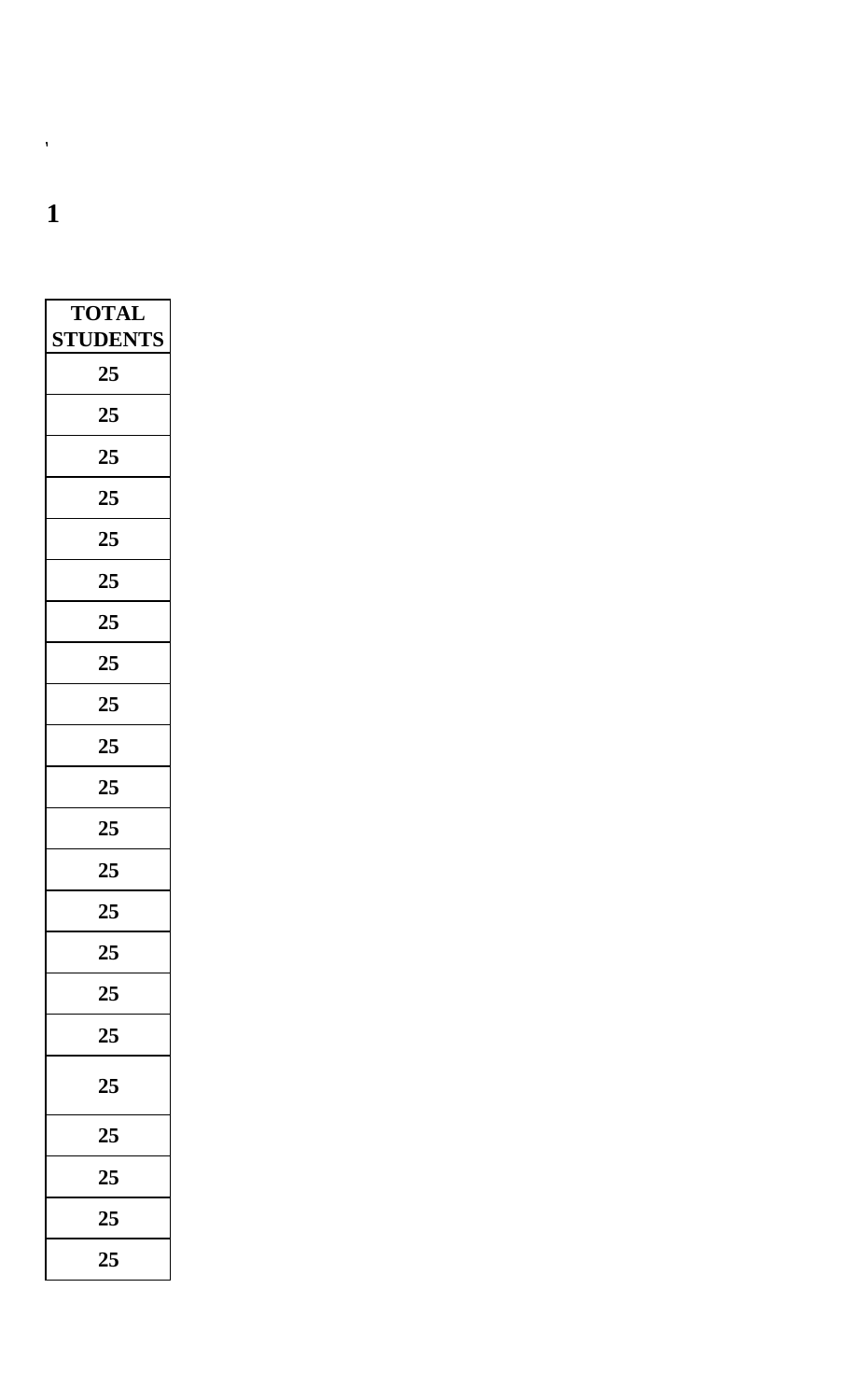**1**

| TOTAL STUDENTS |
|---|
| 25 |
| 25 |
| 25 |
| 25 |
| 25 |
| 25 |
| 25 |
| 25 |
| 25 |
| 25 |
| 25 |
| 25 |
| 25 |
| 25 |
| 25 |
| 25 |
| 25 |
| 25 |
| 25 |
| 25 |
| 25 |
| 25 |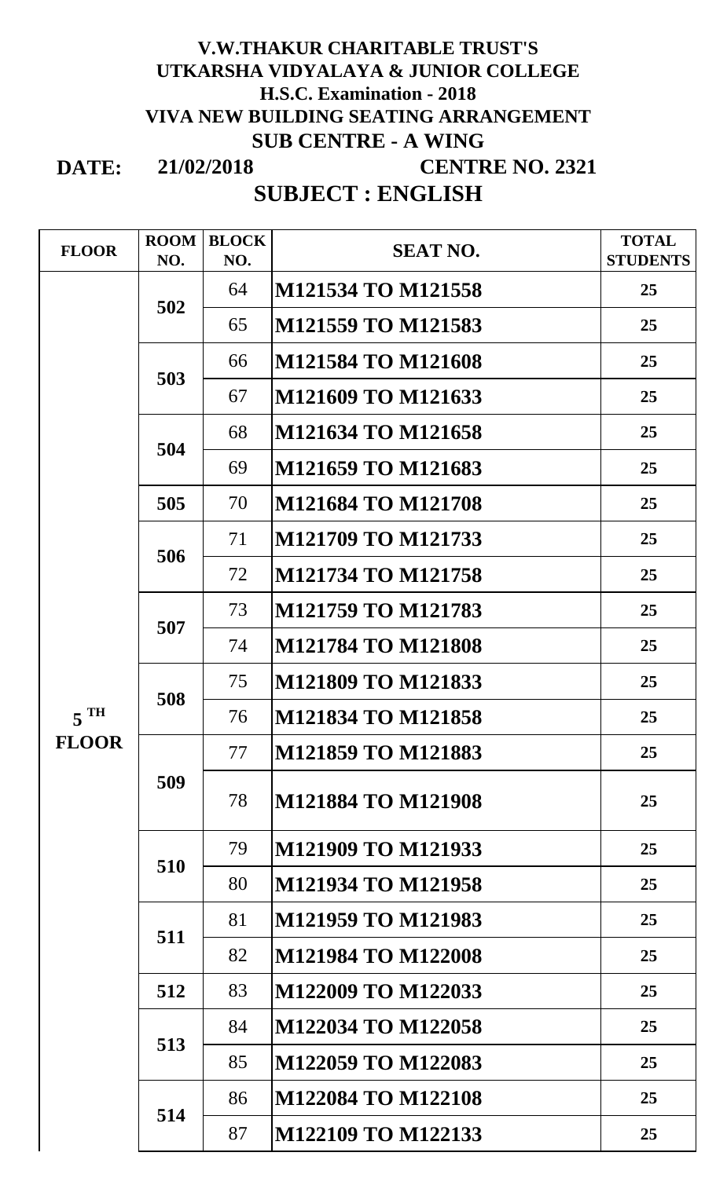**V.W.THAKUR CHARITABLE TRUST'S**
**UTKARSHA VIDYALAYA & JUNIOR COLLEGE**
**H.S.C. Examination - 2018**
**VIVA NEW BUILDING SEATING ARRANGEMENT**
**SUB CENTRE - A WING**

**DATE: 21/02/2018** **CENTRE NO. 2321**

## SUBJECT : ENGLISH

| FLOOR | ROOM NO. | BLOCK NO. | SEAT NO. | TOTAL STUDENTS |
|---|---|---|---|---|
| 5 TH FLOOR | 502 | 64 | M121534 TO M121558 | 25 |
| | | 65 | M121559 TO M121583 | 25 |
| | 503 | 66 | M121584 TO M121608 | 25 |
| | | 67 | M121609 TO M121633 | 25 |
| | 504 | 68 | M121634 TO M121658 | 25 |
| | | 69 | M121659 TO M121683 | 25 |
| | 505 | 70 | M121684 TO M121708 | 25 |
| | 506 | 71 | M121709 TO M121733 | 25 |
| | | 72 | M121734 TO M121758 | 25 |
| | 507 | 73 | M121759 TO M121783 | 25 |
| | | 74 | M121784 TO M121808 | 25 |
| | 508 | 75 | M121809 TO M121833 | 25 |
| | | 76 | M121834 TO M121858 | 25 |
| | 509 | 77 | M121859 TO M121883 | 25 |
| | | 78 | M121884 TO M121908 | 25 |
| | 510 | 79 | M121909 TO M121933 | 25 |
| | | 80 | M121934 TO M121958 | 25 |
| | 511 | 81 | M121959 TO M121983 | 25 |
| | | 82 | M121984 TO M122008 | 25 |
| | 512 | 83 | M122009 TO M122033 | 25 |
| | 513 | 84 | M122034 TO M122058 | 25 |
| | | 85 | M122059 TO M122083 | 25 |
| | 514 | 86 | M122084 TO M122108 | 25 |
| | | 87 | M122109 TO M122133 | 25 |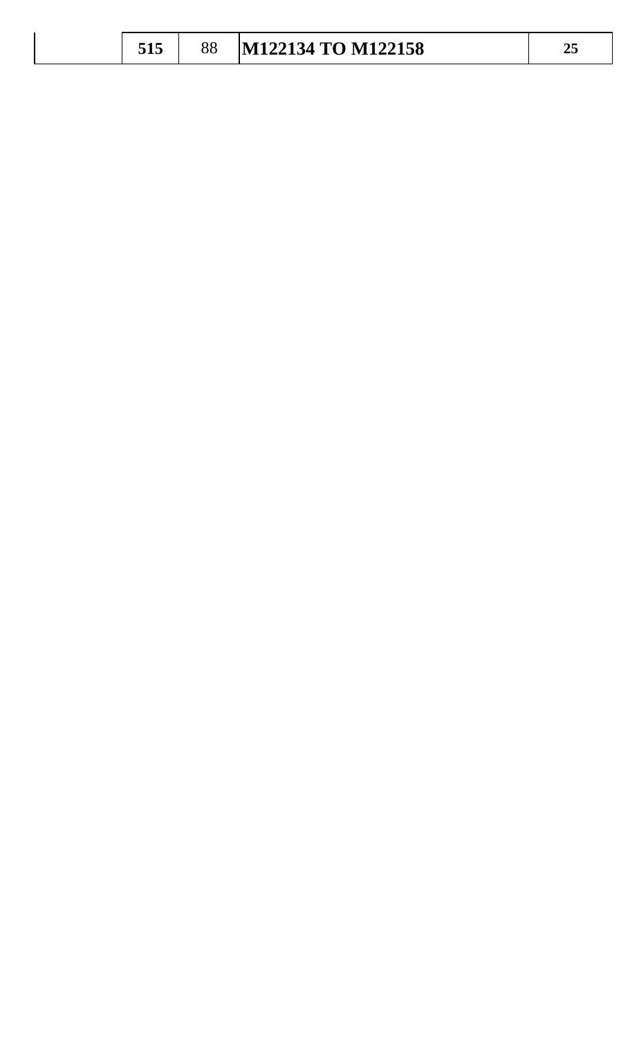| | 515 | 88 | M122134 TO M122158 | 25 |
|---|---|---|---|---|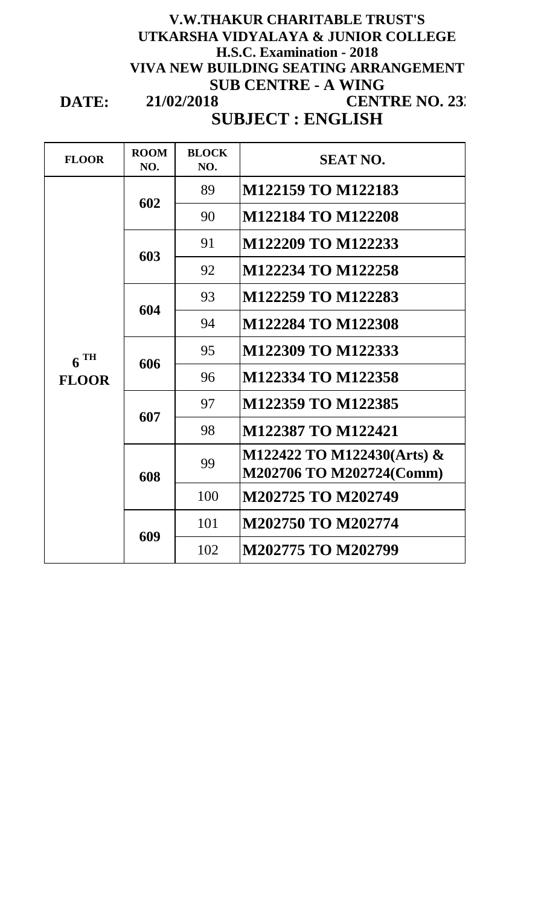**V.W.THAKUR CHARITABLE TRUST'S**
**UTKARSHA VIDYALAYA & JUNIOR COLLEGE**
**H.S.C. Examination - 2018**
**VIVA NEW BUILDING SEATING ARRANGEMENT**
**SUB CENTRE - A WING**

**DATE: 21/02/2018** **CENTRE NO. 23**

## SUBJECT : ENGLISH

| FLOOR | ROOM NO. | BLOCK NO. | SEAT NO. |
|---|---|---|---|
| 6 TH FLOOR | 602 | 89 | M122159 TO M122183 |
| | | 90 | M122184 TO M122208 |
| | 603 | 91 | M122209 TO M122233 |
| | | 92 | M122234 TO M122258 |
| | 604 | 93 | M122259 TO M122283 |
| | | 94 | M122284 TO M122308 |
| | 606 | 95 | M122309 TO M122333 |
| | | 96 | M122334 TO M122358 |
| | 607 | 97 | M122359 TO M122385 |
| | | 98 | M122387 TO M122421 |
| | 608 | 99 | M122422 TO M122430(Arts) & M202706 TO M202724(Comm) |
| | | 100 | M202725 TO M202749 |
| | 609 | 101 | M202750 TO M202774 |
| | | 102 | M202775 TO M202799 |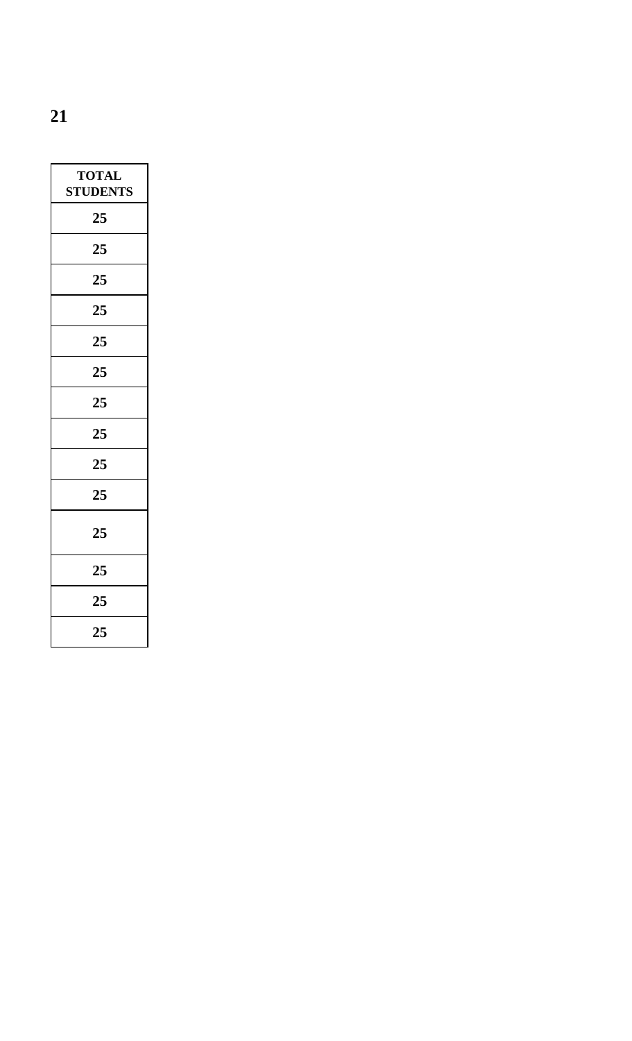**21**

| TOTAL STUDENTS |
| --- |
| 25 |
| 25 |
| 25 |
| 25 |
| 25 |
| 25 |
| 25 |
| 25 |
| 25 |
| 25 |
| 25 |
| 25 |
| 25 |
| 25 |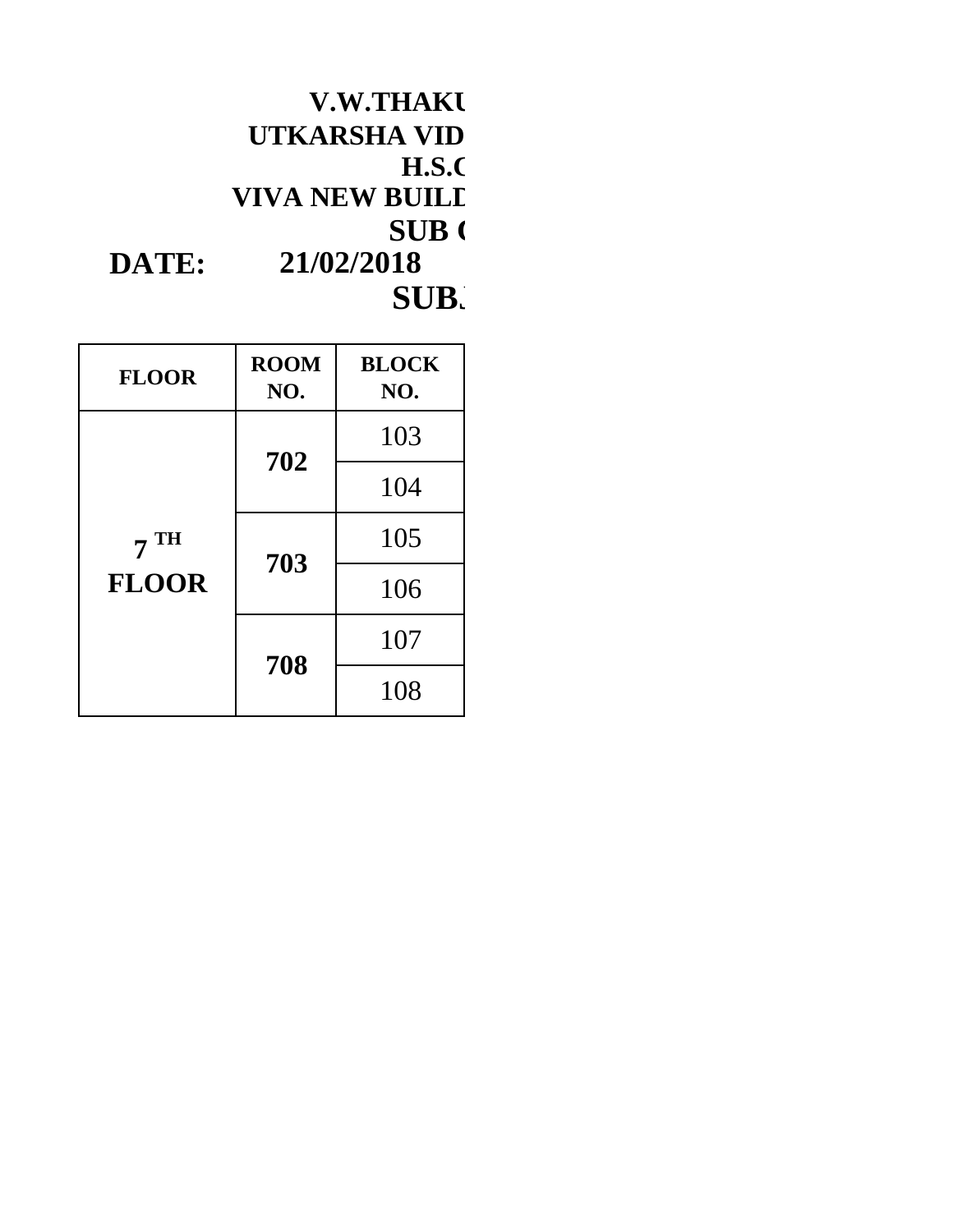**V.W.THAKU**

**UTKARSHA VID**

**H.S.C**

**VIVA NEW BUILD**

**SUB C**

**DATE: 21/02/2018**

**SUBJ**

| FLOOR | ROOM NO. | BLOCK NO. |
|---|---|---|
| 7 TH FLOOR | 702 | 103 |
| | | 104 |
| | 703 | 105 |
| | | 106 |
| | 708 | 107 |
| | | 108 |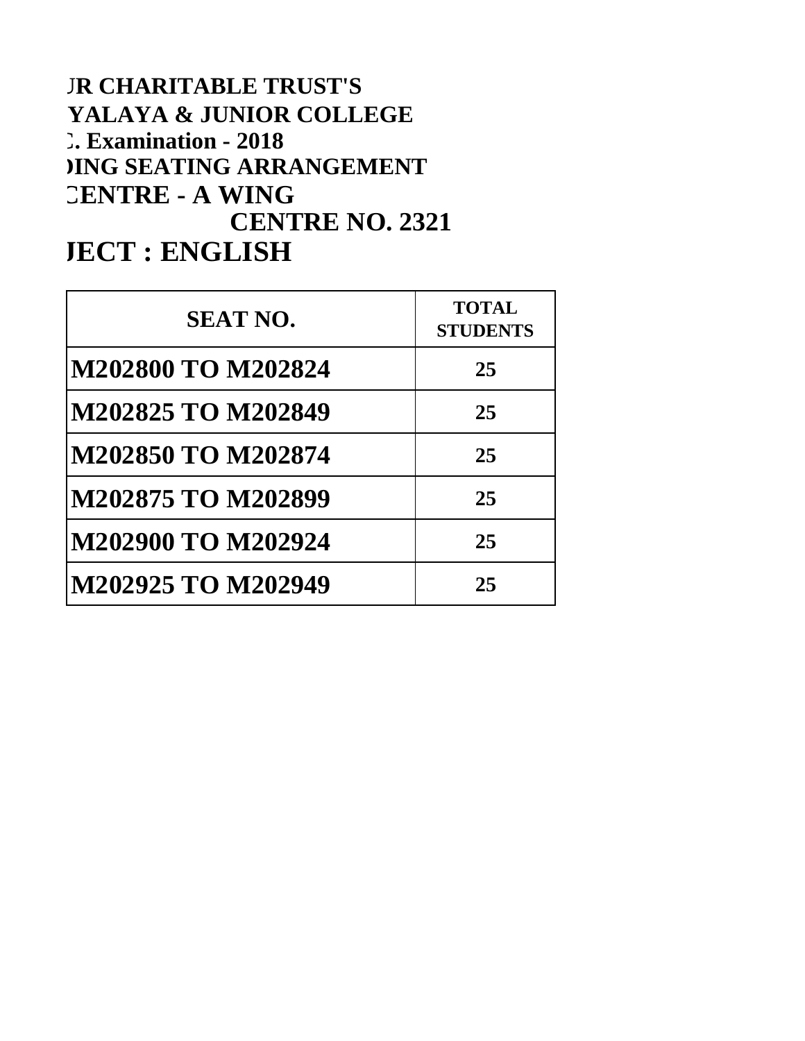**JR CHARITABLE TRUST'S**

**YALAYA & JUNIOR COLLEGE**

**C. Examination - 2018**

**DING SEATING ARRANGEMENT**

**CENTRE - A WING**

**CENTRE NO. 2321**

## JECT : ENGLISH

| SEAT NO. | TOTAL STUDENTS |
|---|---|
| M202800 TO M202824 | 25 |
| M202825 TO M202849 | 25 |
| M202850 TO M202874 | 25 |
| M202875 TO M202899 | 25 |
| M202900 TO M202924 | 25 |
| M202925 TO M202949 | 25 |